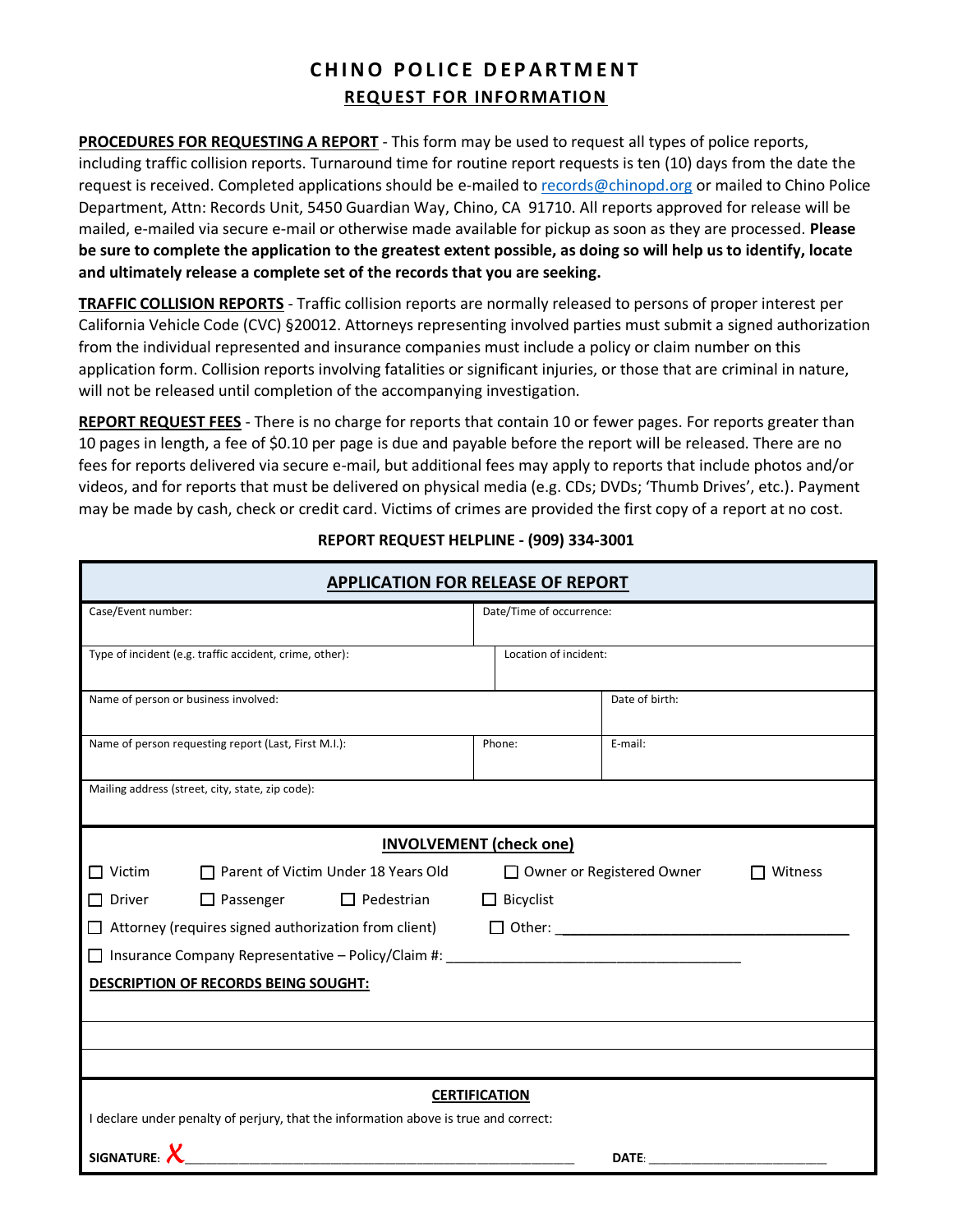# CHINO POLICE DEPARTMENT

## REQUEST FOR INFORMATION

**PROCEDURES FOR REQUESTING A REPORT** - This form may be used to request all types of police reports, including traffic collision reports. Turnaround time for routine report requests is ten (10) days from the date the request is received. Completed applications should be e-mailed to records@chinopd.org or mailed to Chino Police Department, Attn: Records Unit, 5450 Guardian Way, Chino, CA 91710. All reports approved for release will be mailed, e-mailed via secure e-mail or otherwise made available for pickup as soon as they are processed. **Please be sure to complete the application to the greatest extent possible, as doing so will help us to identify, locate and ultimately release a complete set of the records that you are seeking.**

**TRAFFIC COLLISION REPORTS** - Traffic collision reports are normally released to persons of proper interest per California Vehicle Code (CVC) §20012. Attorneys representing involved parties must submit a signed authorization from the individual represented and insurance companies must include a policy or claim number on this application form. Collision reports involving fatalities or significant injuries, or those that are criminal in nature, will not be released until completion of the accompanying investigation.

**REPORT REQUEST FEES** - There is no charge for reports that contain 10 or fewer pages. For reports greater than 10 pages in length, a fee of $0.10 per page is due and payable before the report will be released. There are no fees for reports delivered via secure e-mail, but additional fees may apply to reports that include photos and/or videos, and for reports that must be delivered on physical media (e.g. CDs; DVDs; 'Thumb Drives', etc.). Payment may be made by cash, check or credit card. Victims of crimes are provided the first copy of a report at no cost.

**REPORT REQUEST HELPLINE - (909) 334-3001**

### APPLICATION FOR RELEASE OF REPORT

| Case/Event number: | Date/Time of occurrence: | |
|---|---|---|
| Type of incident (e.g. traffic accident, crime, other): | Location of incident: | |
| Name of person or business involved: | | Date of birth: |
| Name of person requesting report (Last, First M.I.): | Phone: | E-mail: |
| Mailing address (street, city, state, zip code): | | |

### INVOLVEMENT (check one)

☐ Victim ☐ Parent of Victim Under 18 Years Old ☐ Owner or Registered Owner ☐ Witness

☐ Driver ☐ Passenger ☐ Pedestrian ☐ Bicyclist

☐ Attorney (requires signed authorization from client) ☐ Other: ______________________

☐ Insurance Company Representative – Policy/Claim #: ______________________

**DESCRIPTION OF RECORDS BEING SOUGHT:**

______________________

______________________

### CERTIFICATION

I declare under penalty of perjury, that the information above is true and correct:

**SIGNATURE:** X______________________ **DATE:** ______________________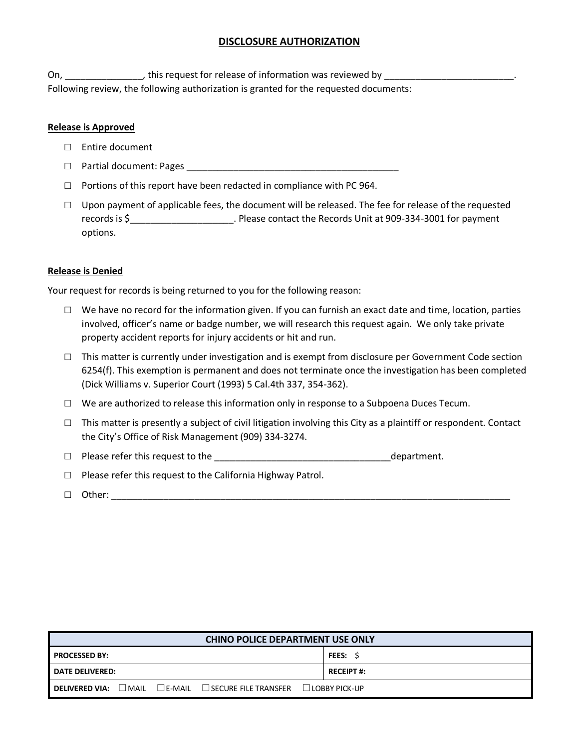# DISCLOSURE AUTHORIZATION

On, _______________, this request for release of information was reviewed by _________________________. Following review, the following authorization is granted for the requested documents:

**Release is Approved**

- ☐ Entire document
- ☐ Partial document: Pages __________________________________________
- ☐ Portions of this report have been redacted in compliance with PC 964.
- ☐ Upon payment of applicable fees, the document will be released. The fee for release of the requested records is $____________________. Please contact the Records Unit at 909-334-3001 for payment options.

**Release is Denied**

Your request for records is being returned to you for the following reason:

- ☐ We have no record for the information given. If you can furnish an exact date and time, location, parties involved, officer's name or badge number, we will research this request again. We only take private property accident reports for injury accidents or hit and run.
- ☐ This matter is currently under investigation and is exempt from disclosure per Government Code section 6254(f). This exemption is permanent and does not terminate once the investigation has been completed (Dick Williams v. Superior Court (1993) 5 Cal.4th 337, 354-362).
- ☐ We are authorized to release this information only in response to a Subpoena Duces Tecum.
- ☐ This matter is presently a subject of civil litigation involving this City as a plaintiff or respondent. Contact the City's Office of Risk Management (909) 334-3274.
- ☐ Please refer this request to the __________________________________department.
- ☐ Please refer this request to the California Highway Patrol.
- ☐ Other: ____________________________________________________________________________________

| CHINO POLICE DEPARTMENT USE ONLY | |
| --- | --- |
| **PROCESSED BY:** | **FEES:** $ |
| **DATE DELIVERED:** | **RECEIPT #:** |
| **DELIVERED VIA:** ☐ MAIL ☐ E-MAIL ☐ SECURE FILE TRANSFER ☐ LOBBY PICK-UP | |